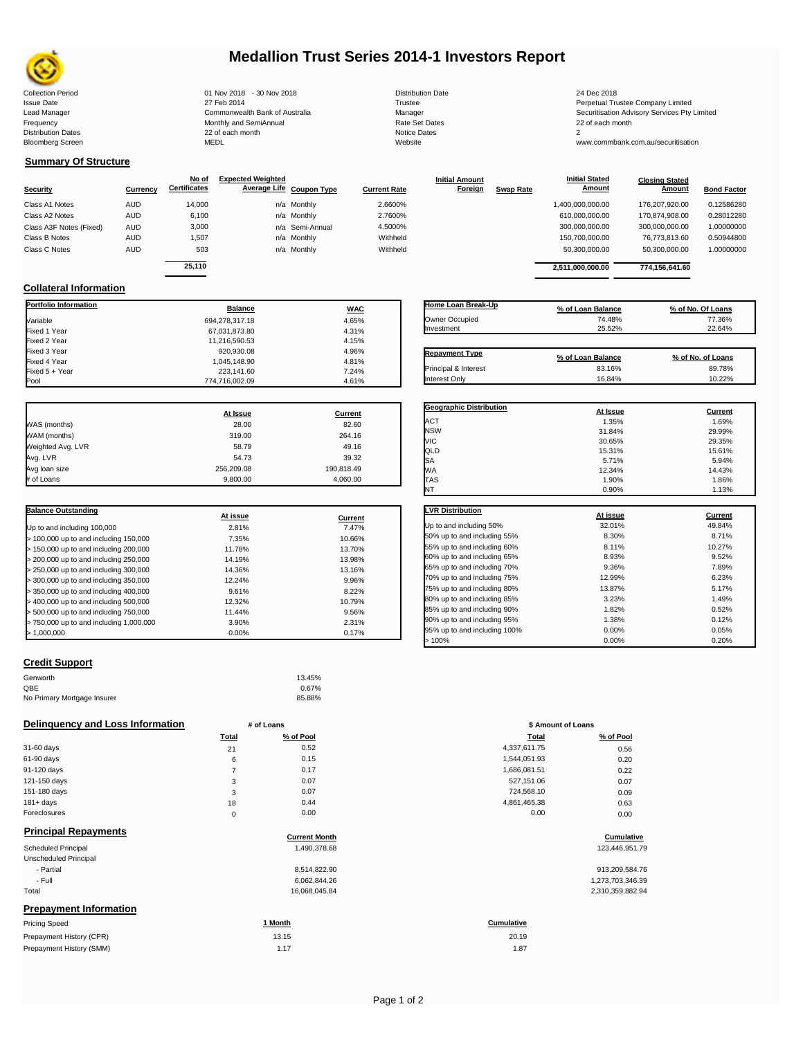# Medallion Trust Series 2014-1 Investors Report

| | | | |
|---|---|---|---|
| Collection Period | 01 Nov 2018 - 30 Nov 2018 | Distribution Date | 24 Dec 2018 |
| Issue Date | 27 Feb 2014 | Trustee | Perpetual Trustee Company Limited |
| Lead Manager | Commonwealth Bank of Australia | Manager | Securitisation Advisory Services Pty Limited |
| Frequency | Monthly and SemiAnnual | Rate Set Dates | 22 of each month |
| Distribution Dates | 22 of each month | Notice Dates | 2 |
| Bloomberg Screen | MEDL | Website | www.commbank.com.au/securitisation |

## Summary Of Structure

| Security | Currency | No of Certificates | Expected Weighted Average Life | Coupon Type | Current Rate | Initial Amount Foreign | Swap Rate | Initial Stated Amount | Closing Stated Amount | Bond Factor |
|---|---|---|---|---|---|---|---|---|---|---|
| Class A1 Notes | AUD | 14,000 | n/a | Monthly | 2.6600% | | | 1,400,000,000.00 | 176,207,920.00 | 0.12586280 |
| Class A2 Notes | AUD | 6,100 | n/a | Monthly | 2.7600% | | | 610,000,000.00 | 170,874,908.00 | 0.28012280 |
| Class A3F Notes (Fixed) | AUD | 3,000 | n/a | Semi-Annual | 4.5000% | | | 300,000,000.00 | 300,000,000.00 | 1.00000000 |
| Class B Notes | AUD | 1,507 | n/a | Monthly | Withheld | | | 150,700,000.00 | 76,773,813.60 | 0.50944800 |
| Class C Notes | AUD | 503 | n/a | Monthly | Withheld | | | 50,300,000.00 | 50,300,000.00 | 1.00000000 |
| | | 25,110 | | | | | | 2,511,000,000.00 | 774,156,641.60 | |

## Collateral Information

| Portfolio Information | Balance | WAC |
|---|---|---|
| Variable | 694,278,317.18 | 4.65% |
| Fixed 1 Year | 67,031,873.80 | 4.31% |
| Fixed 2 Year | 11,216,590.53 | 4.15% |
| Fixed 3 Year | 920,930.08 | 4.96% |
| Fixed 4 Year | 1,045,148.90 | 4.81% |
| Fixed 5 + Year | 223,141.60 | 7.24% |
| Pool | 774,716,002.09 | 4.61% |

| Home Loan Break-Up | % of Loan Balance | % of No. Of Loans |
|---|---|---|
| Owner Occupied | 74.48% | 77.36% |
| Investment | 25.52% | 22.64% |

| Repayment Type | % of Loan Balance | % of No. of Loans |
|---|---|---|
| Principal & Interest | 83.16% | 89.78% |
| Interest Only | 16.84% | 10.22% |

| | At Issue | Current |
|---|---|---|
| WAS (months) | 28.00 | 82.60 |
| WAM (months) | 319.00 | 264.16 |
| Weighted Avg. LVR | 58.79 | 49.16 |
| Avg. LVR | 54.73 | 39.32 |
| Avg loan size | 256,209.08 | 190,818.49 |
| # of Loans | 9,800.00 | 4,060.00 |

| Geographic Distribution | At Issue | Current |
|---|---|---|
| ACT | 1.35% | 1.69% |
| NSW | 31.84% | 29.99% |
| VIC | 30.65% | 29.35% |
| QLD | 15.31% | 15.61% |
| SA | 5.71% | 5.94% |
| WA | 12.34% | 14.43% |
| TAS | 1.90% | 1.86% |
| NT | 0.90% | 1.13% |

| Balance Outstanding | At issue | Current |
|---|---|---|
| Up to and including 100,000 | 2.81% | 7.47% |
| > 100,000 up to and including 150,000 | 7.35% | 10.66% |
| > 150,000 up to and including 200,000 | 11.78% | 13.70% |
| > 200,000 up to and including 250,000 | 14.19% | 13.98% |
| > 250,000 up to and including 300,000 | 14.36% | 13.16% |
| > 300,000 up to and including 350,000 | 12.24% | 9.96% |
| > 350,000 up to and including 400,000 | 9.61% | 8.22% |
| > 400,000 up to and including 500,000 | 12.32% | 10.79% |
| > 500,000 up to and including 750,000 | 11.44% | 9.56% |
| > 750,000 up to and including 1,000,000 | 3.90% | 2.31% |
| > 1,000,000 | 0.00% | 0.17% |

| LVR Distribution | At issue | Current |
|---|---|---|
| Up to and including 50% | 32.01% | 49.84% |
| 50% up to and including 55% | 8.30% | 8.71% |
| 55% up to and including 60% | 8.11% | 10.27% |
| 60% up to and including 65% | 8.93% | 9.52% |
| 65% up to and including 70% | 9.36% | 7.89% |
| 70% up to and including 75% | 12.99% | 6.23% |
| 75% up to and including 80% | 13.87% | 5.17% |
| 80% up to and including 85% | 3.23% | 1.49% |
| 85% up to and including 90% | 1.82% | 0.52% |
| 90% up to and including 95% | 1.38% | 0.12% |
| 95% up to and including 100% | 0.00% | 0.05% |
| > 100% | 0.00% | 0.20% |

## Credit Support

| | |
|---|---|
| Genworth | 13.45% |
| QBE | 0.67% |
| No Primary Mortgage Insurer | 85.88% |

## Delinquency and Loss Information

| | # of Loans Total | # of Loans % of Pool | $ Amount of Loans Total | $ Amount of Loans % of Pool |
|---|---|---|---|---|
| 31-60 days | 21 | 0.52 | 4,337,611.75 | 0.56 |
| 61-90 days | 6 | 0.15 | 1,544,051.93 | 0.20 |
| 91-120 days | 7 | 0.17 | 1,686,081.51 | 0.22 |
| 121-150 days | 3 | 0.07 | 527,151.06 | 0.07 |
| 151-180 days | 3 | 0.07 | 724,568.10 | 0.09 |
| 181+ days | 18 | 0.44 | 4,861,465.38 | 0.63 |
| Foreclosures | 0 | 0.00 | 0.00 | 0.00 |

## Principal Repayments

| | Current Month | Cumulative |
|---|---|---|
| Scheduled Principal | 1,490,378.68 | 123,446,951.79 |
| Unscheduled Principal | | |
| - Partial | 8,514,822.90 | 913,209,584.76 |
| - Full | 6,062,844.26 | 1,273,703,346.39 |
| Total | 16,068,045.84 | 2,310,359,882.94 |

## Prepayment Information

| Pricing Speed | 1 Month | Cumulative |
|---|---|---|
| Prepayment History (CPR) | 13.15 | 20.19 |
| Prepayment History (SMM) | 1.17 | 1.87 |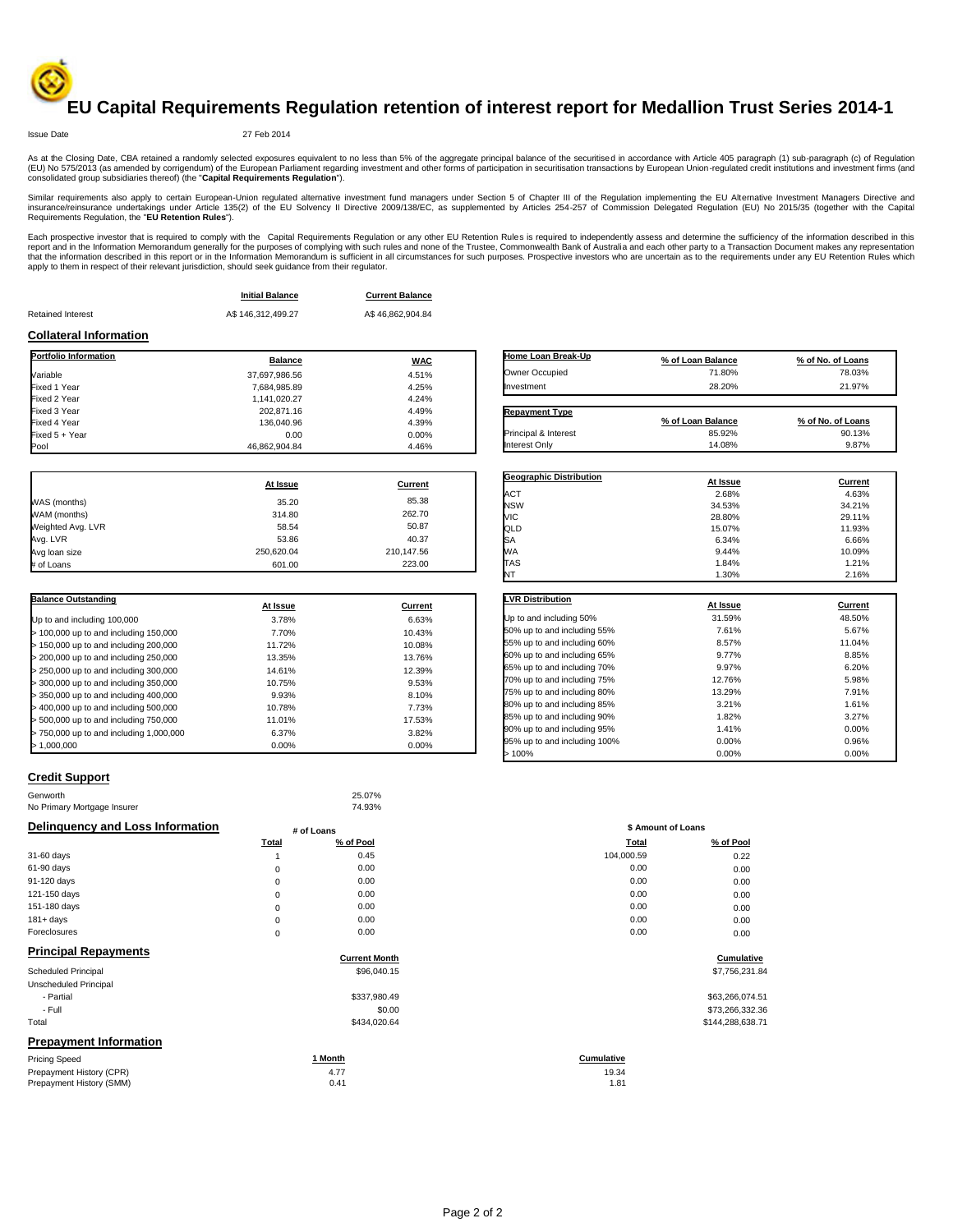# EU Capital Requirements Regulation retention of interest report for Medallion Trust Series 2014-1

Issue Date 27 Feb 2014

As at the Closing Date, CBA retained a randomly selected exposures equivalent to no less than 5% of the aggregate principal balance of the securitised in accordance with Article 405 paragraph (1) sub-paragraph (c) of Regulation (EU) No 575/2013 (as amended by corrigendum) of the European Parliament regarding investment and other forms of participation in securitisation transactions by European Union-regulated credit institutions and investment firms (and consolidated group subsidiaries thereof) (the "**Capital Requirements Regulation**").

Similar requirements also apply to certain European-Union regulated alternative investment fund managers under Section 5 of Chapter III of the Regulation implementing the EU Alternative Investment Managers Directive and insurance/reinsurance undertakings under Article 135(2) of the EU Solvency II Directive 2009/138/EC, as supplemented by Articles 254-257 of Commission Delegated Regulation (EU) No 2015/35 (together with the Capital Requirements Regulation, the "**EU Retention Rules**").

Each prospective investor that is required to comply with the Capital Requirements Regulation or any other EU Retention Rules is required to independently assess and determine the sufficiency of the information described in this report and in the Information Memorandum generally for the purposes of complying with such rules and none of the Trustee, Commonwealth Bank of Australia and each other party to a Transaction Document makes any representation that the information described in this report or in the Information Memorandum is sufficient in all circumstances for such purposes. Prospective investors who are uncertain as to the requirements under any EU Retention Rules which apply to them in respect of their relevant jurisdiction, should seek guidance from their regulator.

| | Initial Balance | Current Balance |
|---|---|---|
| Retained Interest | A$ 146,312,499.27 | A$ 46,862,904.84 |

## Collateral Information

| Portfolio Information | Balance | WAC |
|---|---|---|
| Variable | 37,697,986.56 | 4.51% |
| Fixed 1 Year | 7,684,985.89 | 4.25% |
| Fixed 2 Year | 1,141,020.27 | 4.24% |
| Fixed 3 Year | 202,871.16 | 4.49% |
| Fixed 4 Year | 136,040.96 | 4.39% |
| Fixed 5 + Year | 0.00 | 0.00% |
| Pool | 46,862,904.84 | 4.46% |

| Home Loan Break-Up | % of Loan Balance | % of No. of Loans |
|---|---|---|
| Owner Occupied | 71.80% | 78.03% |
| Investment | 28.20% | 21.97% |

| Repayment Type | % of Loan Balance | % of No. of Loans |
|---|---|---|
| Principal & Interest | 85.92% | 90.13% |
| Interest Only | 14.08% | 9.87% |

| | At Issue | Current |
|---|---|---|
| WAS (months) | 35.20 | 85.38 |
| WAM (months) | 314.80 | 262.70 |
| Weighted Avg. LVR | 58.54 | 50.87 |
| Avg. LVR | 53.86 | 40.37 |
| Avg loan size | 250,620.04 | 210,147.56 |
| # of Loans | 601.00 | 223.00 |

| Geographic Distribution | At Issue | Current |
|---|---|---|
| ACT | 2.68% | 4.63% |
| NSW | 34.53% | 34.21% |
| VIC | 28.80% | 29.11% |
| QLD | 15.07% | 11.93% |
| SA | 6.34% | 6.66% |
| WA | 9.44% | 10.09% |
| TAS | 1.84% | 1.21% |
| NT | 1.30% | 2.16% |

| Balance Outstanding | At Issue | Current |
|---|---|---|
| Up to and including 100,000 | 3.78% | 6.63% |
| > 100,000 up to and including 150,000 | 7.70% | 10.43% |
| > 150,000 up to and including 200,000 | 11.72% | 10.08% |
| > 200,000 up to and including 250,000 | 13.35% | 13.76% |
| > 250,000 up to and including 300,000 | 14.61% | 12.39% |
| > 300,000 up to and including 350,000 | 10.75% | 9.53% |
| > 350,000 up to and including 400,000 | 9.93% | 8.10% |
| > 400,000 up to and including 500,000 | 10.78% | 7.73% |
| > 500,000 up to and including 750,000 | 11.01% | 17.53% |
| > 750,000 up to and including 1,000,000 | 6.37% | 3.82% |
| > 1,000,000 | 0.00% | 0.00% |

| LVR Distribution | At Issue | Current |
|---|---|---|
| Up to and including 50% | 31.59% | 48.50% |
| 50% up to and including 55% | 7.61% | 5.67% |
| 55% up to and including 60% | 8.57% | 11.04% |
| 60% up to and including 65% | 9.77% | 8.85% |
| 65% up to and including 70% | 9.97% | 6.20% |
| 70% up to and including 75% | 12.76% | 5.98% |
| 75% up to and including 80% | 13.29% | 7.91% |
| 80% up to and including 85% | 3.21% | 1.61% |
| 85% up to and including 90% | 1.82% | 3.27% |
| 90% up to and including 95% | 1.41% | 0.00% |
| 95% up to and including 100% | 0.00% | 0.96% |
| > 100% | 0.00% | 0.00% |

## Credit Support

| | |
|---|---|
| Genworth | 25.07% |
| No Primary Mortgage Insurer | 74.93% |

## Delinquency and Loss Information

| | # of Loans | | \$ Amount of Loans | |
|---|---|---|---|---|
| | Total | % of Pool | Total | % of Pool |
| 31-60 days | 1 | 0.45 | 104,000.59 | 0.22 |
| 61-90 days | 0 | 0.00 | 0.00 | 0.00 |
| 91-120 days | 0 | 0.00 | 0.00 | 0.00 |
| 121-150 days | 0 | 0.00 | 0.00 | 0.00 |
| 151-180 days | 0 | 0.00 | 0.00 | 0.00 |
| 181+ days | 0 | 0.00 | 0.00 | 0.00 |
| Foreclosures | 0 | 0.00 | 0.00 | 0.00 |

## Principal Repayments

| | Current Month | Cumulative |
|---|---|---|
| Scheduled Principal | $96,040.15 | $7,756,231.84 |
| Unscheduled Principal | | |
| - Partial | $337,980.49 | $63,266,074.51 |
| - Full | $0.00 | $73,266,332.36 |
| Total | $434,020.64 | $144,288,638.71 |

## Prepayment Information

| Pricing Speed | 1 Month | Cumulative |
|---|---|---|
| Prepayment History (CPR) | 4.77 | 19.34 |
| Prepayment History (SMM) | 0.41 | 1.81 |